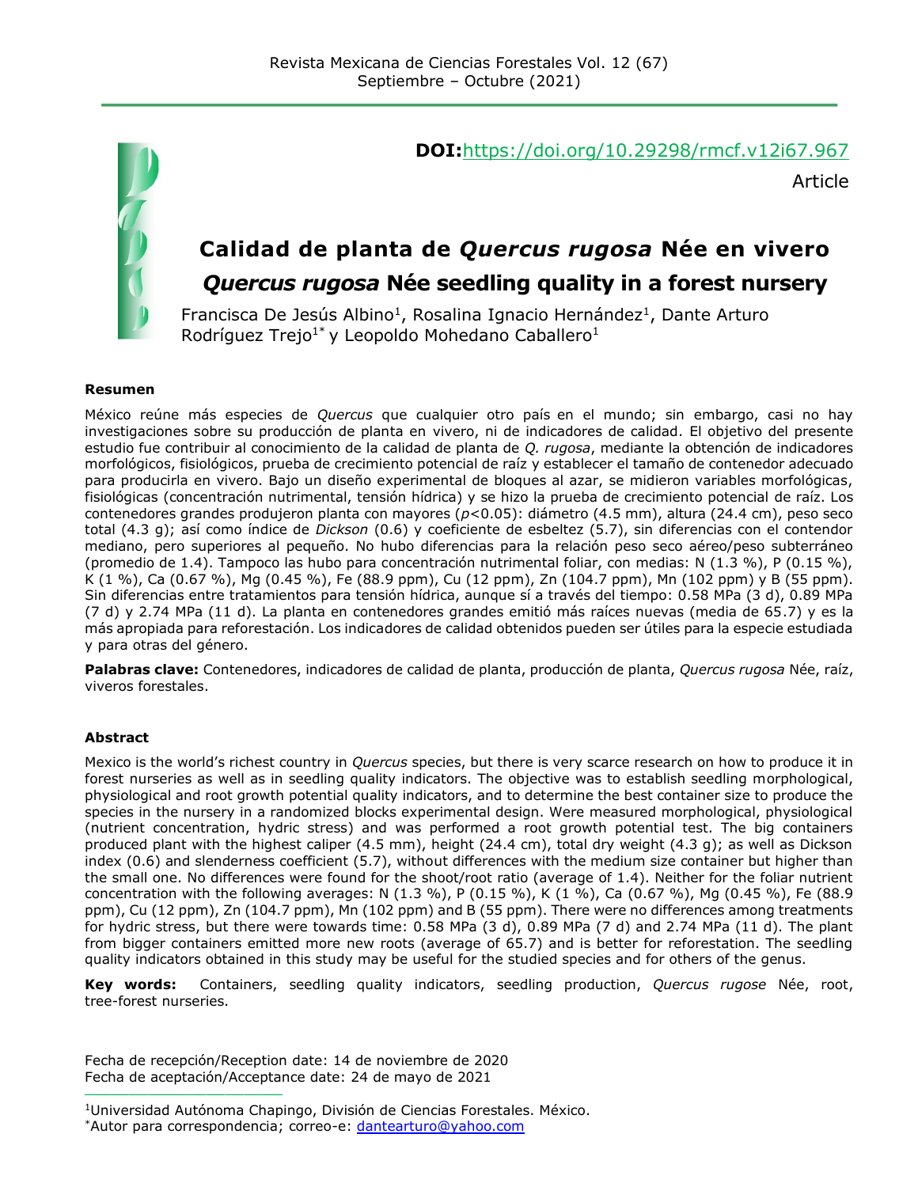DOI:https://doi.org/10.29298/rmcf.v12i67.967

Article

# Calidad de planta de *Quercus rugosa* Née en vivero

# *Quercus rugosa* Née seedling quality in a forest nursery

Francisca De Jesús Albino[1], Rosalina Ignacio Hernández[1], Dante Arturo Rodríguez Trejo[1*] y Leopoldo Mohedano Caballero[1]

**Resumen**

México reúne más especies de *Quercus* que cualquier otro país en el mundo; sin embargo, casi no hay investigaciones sobre su producción de planta en vivero, ni de indicadores de calidad. El objetivo del presente estudio fue contribuir al conocimiento de la calidad de planta de *Q. rugosa*, mediante la obtención de indicadores morfológicos, fisiológicos, prueba de crecimiento potencial de raíz y establecer el tamaño de contenedor adecuado para producirla en vivero. Bajo un diseño experimental de bloques al azar, se midieron variables morfológicas, fisiológicas (concentración nutrimental, tensión hídrica) y se hizo la prueba de crecimiento potencial de raíz. Los contenedores grandes produjeron planta con mayores ($p<0.05$): diámetro (4.5 mm), altura (24.4 cm), peso seco total (4.3 g); así como índice de *Dickson* (0.6) y coeficiente de esbeltez (5.7), sin diferencias con el contendor mediano, pero superiores al pequeño. No hubo diferencias para la relación peso seco aéreo/peso subterráneo (promedio de 1.4). Tampoco las hubo para concentración nutrimental foliar, con medias: N (1.3 %), P (0.15 %), K (1 %), Ca (0.67 %), Mg (0.45 %), Fe (88.9 ppm), Cu (12 ppm), Zn (104.7 ppm), Mn (102 ppm) y B (55 ppm). Sin diferencias entre tratamientos para tensión hídrica, aunque sí a través del tiempo: 0.58 MPa (3 d), 0.89 MPa (7 d) y 2.74 MPa (11 d). La planta en contenedores grandes emitió más raíces nuevas (media de 65.7) y es la más apropiada para reforestación. Los indicadores de calidad obtenidos pueden ser útiles para la especie estudiada y para otras del género.

**Palabras clave:** Contenedores, indicadores de calidad de planta, producción de planta, *Quercus rugosa* Née, raíz, viveros forestales.

**Abstract**

Mexico is the world's richest country in *Quercus* species, but there is very scarce research on how to produce it in forest nurseries as well as in seedling quality indicators. The objective was to establish seedling morphological, physiological and root growth potential quality indicators, and to determine the best container size to produce the species in the nursery in a randomized blocks experimental design. Were measured morphological, physiological (nutrient concentration, hydric stress) and was performed a root growth potential test. The big containers produced plant with the highest caliper (4.5 mm), height (24.4 cm), total dry weight (4.3 g); as well as Dickson index (0.6) and slenderness coefficient (5.7), without differences with the medium size container but higher than the small one. No differences were found for the shoot/root ratio (average of 1.4). Neither for the foliar nutrient concentration with the following averages: N (1.3 %), P (0.15 %), K (1 %), Ca (0.67 %), Mg (0.45 %), Fe (88.9 ppm), Cu (12 ppm), Zn (104.7 ppm), Mn (102 ppm) and B (55 ppm). There were no differences among treatments for hydric stress, but there were towards time: 0.58 MPa (3 d), 0.89 MPa (7 d) and 2.74 MPa (11 d). The plant from bigger containers emitted more new roots (average of 65.7) and is better for reforestation. The seedling quality indicators obtained in this study may be useful for the studied species and for others of the genus.

**Key words:** Containers, seedling quality indicators, seedling production, *Quercus rugose* Née, root, tree-forest nurseries.

Fecha de recepción/Reception date: 14 de noviembre de 2020
Fecha de aceptación/Acceptance date: 24 de mayo de 2021

---

[1]Universidad Autónoma Chapingo, División de Ciencias Forestales. México.
[*]Autor para correspondencia; correo-e: dantearturo@yahoo.com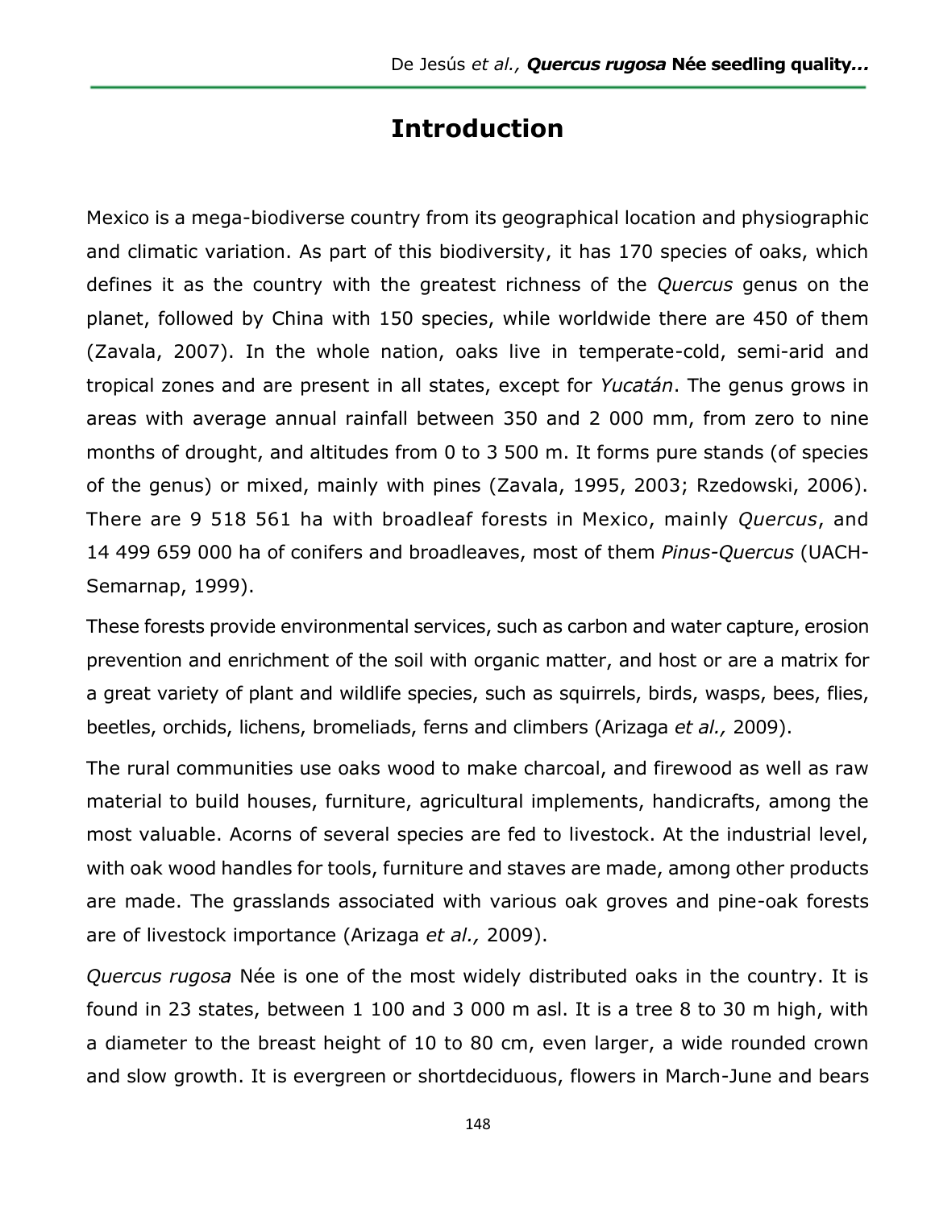# Introduction

Mexico is a mega-biodiverse country from its geographical location and physiographic and climatic variation. As part of this biodiversity, it has 170 species of oaks, which defines it as the country with the greatest richness of the *Quercus* genus on the planet, followed by China with 150 species, while worldwide there are 450 of them (Zavala, 2007). In the whole nation, oaks live in temperate-cold, semi-arid and tropical zones and are present in all states, except for *Yucatán*. The genus grows in areas with average annual rainfall between 350 and 2 000 mm, from zero to nine months of drought, and altitudes from 0 to 3 500 m. It forms pure stands (of species of the genus) or mixed, mainly with pines (Zavala, 1995, 2003; Rzedowski, 2006). There are 9 518 561 ha with broadleaf forests in Mexico, mainly *Quercus*, and 14 499 659 000 ha of conifers and broadleaves, most of them *Pinus*-*Quercus* (UACH-Semarnap, 1999).

These forests provide environmental services, such as carbon and water capture, erosion prevention and enrichment of the soil with organic matter, and host or are a matrix for a great variety of plant and wildlife species, such as squirrels, birds, wasps, bees, flies, beetles, orchids, lichens, bromeliads, ferns and climbers (Arizaga *et al.,* 2009).

The rural communities use oaks wood to make charcoal, and firewood as well as raw material to build houses, furniture, agricultural implements, handicrafts, among the most valuable. Acorns of several species are fed to livestock. At the industrial level, with oak wood handles for tools, furniture and staves are made, among other products are made. The grasslands associated with various oak groves and pine-oak forests are of livestock importance (Arizaga *et al.,* 2009).

*Quercus rugosa* Née is one of the most widely distributed oaks in the country. It is found in 23 states, between 1 100 and 3 000 m asl. It is a tree 8 to 30 m high, with a diameter to the breast height of 10 to 80 cm, even larger, a wide rounded crown and slow growth. It is evergreen or shortdeciduous, flowers in March-June and bears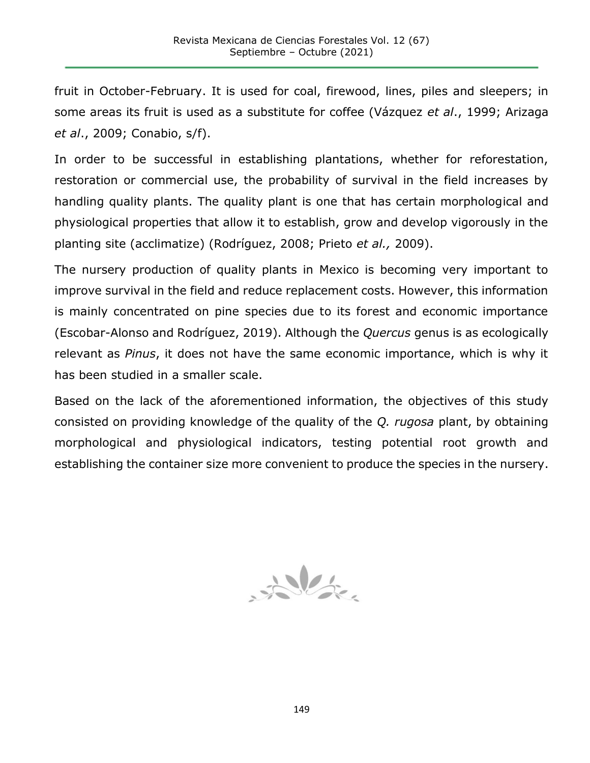fruit in October-February. It is used for coal, firewood, lines, piles and sleepers; in some areas its fruit is used as a substitute for coffee (Vázquez *et al*., 1999; Arizaga *et al*., 2009; Conabio, s/f).

In order to be successful in establishing plantations, whether for reforestation, restoration or commercial use, the probability of survival in the field increases by handling quality plants. The quality plant is one that has certain morphological and physiological properties that allow it to establish, grow and develop vigorously in the planting site (acclimatize) (Rodríguez, 2008; Prieto *et al.,* 2009).

The nursery production of quality plants in Mexico is becoming very important to improve survival in the field and reduce replacement costs. However, this information is mainly concentrated on pine species due to its forest and economic importance (Escobar-Alonso and Rodríguez, 2019). Although the *Quercus* genus is as ecologically relevant as *Pinus*, it does not have the same economic importance, which is why it has been studied in a smaller scale.

Based on the lack of the aforementioned information, the objectives of this study consisted on providing knowledge of the quality of the *Q. rugosa* plant, by obtaining morphological and physiological indicators, testing potential root growth and establishing the container size more convenient to produce the species in the nursery.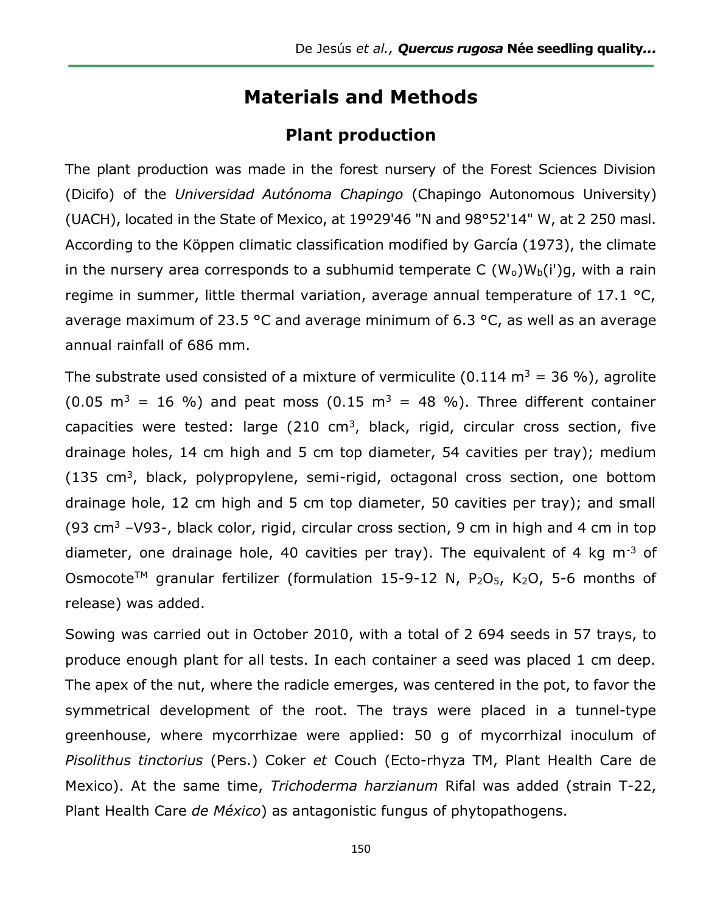# Materials and Methods

## Plant production

The plant production was made in the forest nursery of the Forest Sciences Division (Dicifo) of the *Universidad Autónoma Chapingo* (Chapingo Autonomous University) (UACH), located in the State of Mexico, at 19º29'46 "N and 98°52'14" W, at 2 250 masl. According to the Köppen climatic classification modified by García (1973), the climate in the nursery area corresponds to a subhumid temperate C $(W_o)W_b(i')g$, with a rain regime in summer, little thermal variation, average annual temperature of 17.1 °C, average maximum of 23.5 °C and average minimum of 6.3 °C, as well as an average annual rainfall of 686 mm.

The substrate used consisted of a mixture of vermiculite (0.114 $m^3$ = 36 %), agrolite (0.05 $m^3$ = 16 %) and peat moss (0.15 $m^3$ = 48 %). Three different container capacities were tested: large (210 $cm^3$, black, rigid, circular cross section, five drainage holes, 14 cm high and 5 cm top diameter, 54 cavities per tray); medium (135 $cm^3$, black, polypropylene, semi-rigid, octagonal cross section, one bottom drainage hole, 12 cm high and 5 cm top diameter, 50 cavities per tray); and small (93 $cm^3$ –V93-, black color, rigid, circular cross section, 9 cm in high and 4 cm in top diameter, one drainage hole, 40 cavities per tray). The equivalent of 4 kg $m^{-3}$ of Osmocote™ granular fertilizer (formulation 15-9-12 N, $P_2O_5$, $K_2O$, 5-6 months of release) was added.

Sowing was carried out in October 2010, with a total of 2 694 seeds in 57 trays, to produce enough plant for all tests. In each container a seed was placed 1 cm deep. The apex of the nut, where the radicle emerges, was centered in the pot, to favor the symmetrical development of the root. The trays were placed in a tunnel-type greenhouse, where mycorrhizae were applied: 50 g of mycorrhizal inoculum of *Pisolithus tinctorius* (Pers.) Coker *et* Couch (Ecto-rhyza TM, Plant Health Care de Mexico). At the same time, *Trichoderma harzianum* Rifal was added (strain T-22, Plant Health Care *de México*) as antagonistic fungus of phytopathogens.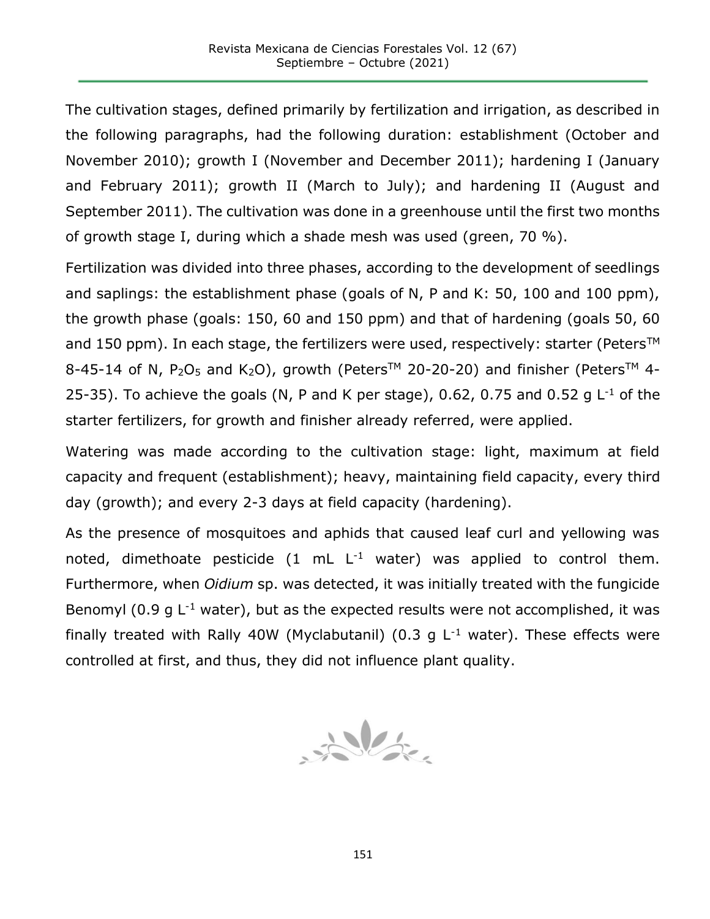The cultivation stages, defined primarily by fertilization and irrigation, as described in the following paragraphs, had the following duration: establishment (October and November 2010); growth I (November and December 2011); hardening I (January and February 2011); growth II (March to July); and hardening II (August and September 2011). The cultivation was done in a greenhouse until the first two months of growth stage I, during which a shade mesh was used (green, 70 %).

Fertilization was divided into three phases, according to the development of seedlings and saplings: the establishment phase (goals of N, P and K: 50, 100 and 100 ppm), the growth phase (goals: 150, 60 and 150 ppm) and that of hardening (goals 50, 60 and 150 ppm). In each stage, the fertilizers were used, respectively: starter (Peters™ 8-45-14 of N, $P_2O_5$ and $K_2O$), growth (Peters™ 20-20-20) and finisher (Peters™ 4-25-35). To achieve the goals (N, P and K per stage), 0.62, 0.75 and 0.52 g $L^{-1}$ of the starter fertilizers, for growth and finisher already referred, were applied.

Watering was made according to the cultivation stage: light, maximum at field capacity and frequent (establishment); heavy, maintaining field capacity, every third day (growth); and every 2-3 days at field capacity (hardening).

As the presence of mosquitoes and aphids that caused leaf curl and yellowing was noted, dimethoate pesticide (1 mL $L^{-1}$ water) was applied to control them. Furthermore, when *Oidium* sp. was detected, it was initially treated with the fungicide Benomyl (0.9 g $L^{-1}$ water), but as the expected results were not accomplished, it was finally treated with Rally 40W (Myclabutanil) (0.3 g $L^{-1}$ water). These effects were controlled at first, and thus, they did not influence plant quality.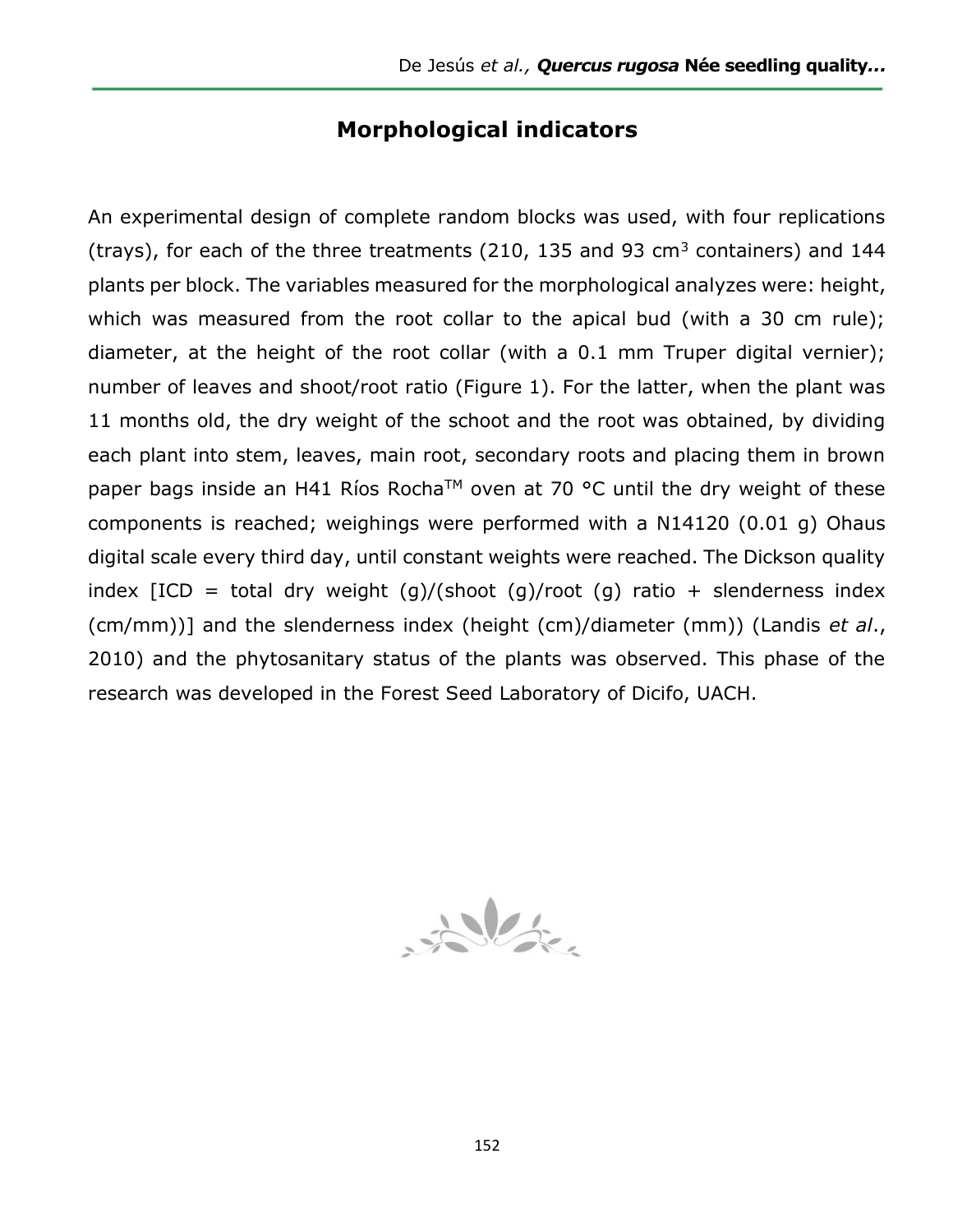## Morphological indicators

An experimental design of complete random blocks was used, with four replications (trays), for each of the three treatments (210, 135 and 93 $cm^3$ containers) and 144 plants per block. The variables measured for the morphological analyzes were: height, which was measured from the root collar to the apical bud (with a 30 cm rule); diameter, at the height of the root collar (with a 0.1 mm Truper digital vernier); number of leaves and shoot/root ratio (Figure 1). For the latter, when the plant was 11 months old, the dry weight of the schoot and the root was obtained, by dividing each plant into stem, leaves, main root, secondary roots and placing them in brown paper bags inside an H41 Ríos Rocha™ oven at 70 °C until the dry weight of these components is reached; weighings were performed with a N14120 (0.01 g) Ohaus digital scale every third day, until constant weights were reached. The Dickson quality index [ICD = total dry weight (g)/(shoot (g)/root (g) ratio + slenderness index (cm/mm))] and the slenderness index (height (cm)/diameter (mm)) (Landis *et al*., 2010) and the phytosanitary status of the plants was observed. This phase of the research was developed in the Forest Seed Laboratory of Dicifo, UACH.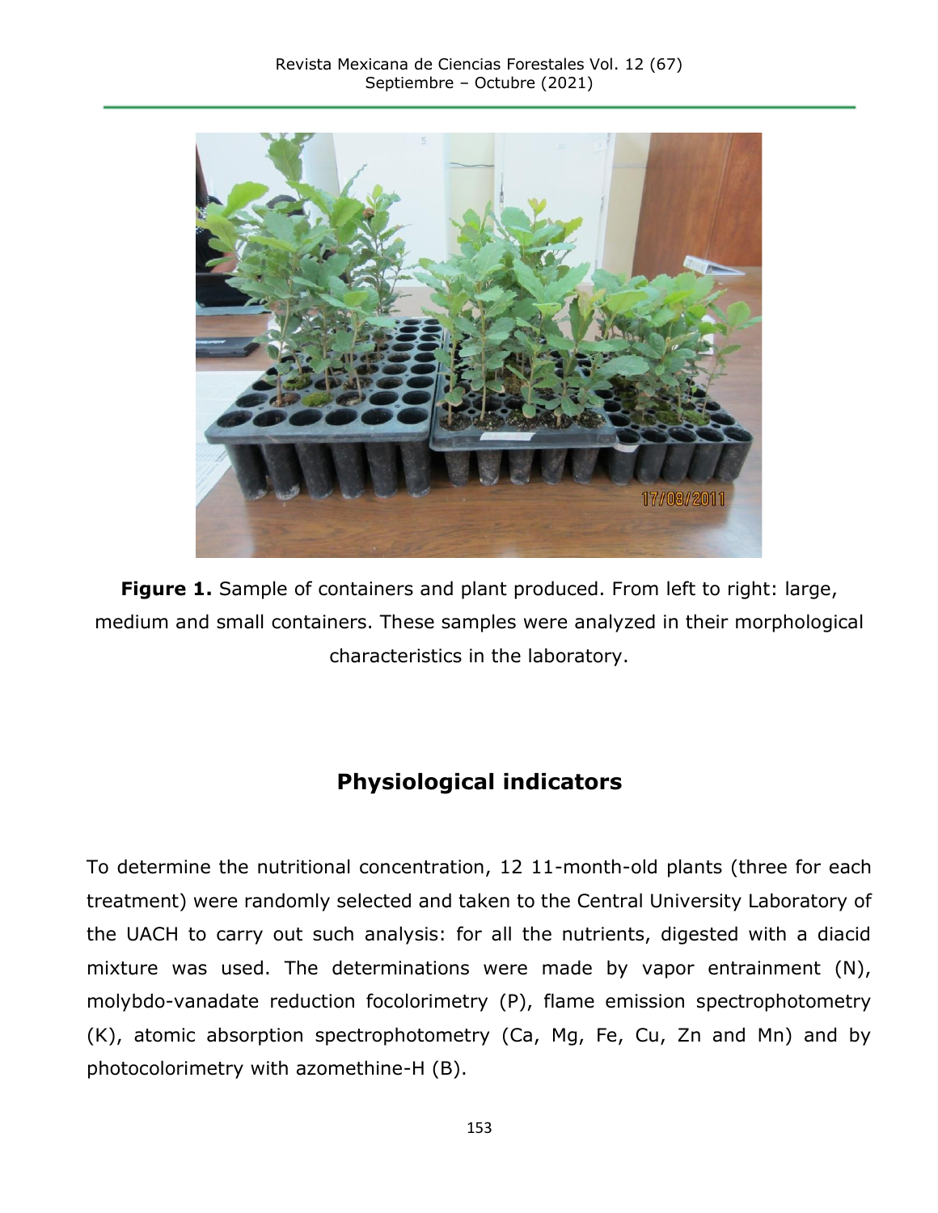**Figure 1.** Sample of containers and plant produced. From left to right: large, medium and small containers. These samples were analyzed in their morphological characteristics in the laboratory.

## Physiological indicators

To determine the nutritional concentration, 12 11-month-old plants (three for each treatment) were randomly selected and taken to the Central University Laboratory of the UACH to carry out such analysis: for all the nutrients, digested with a diacid mixture was used. The determinations were made by vapor entrainment (N), molybdo-vanadate reduction focolorimetry (P), flame emission spectrophotometry (K), atomic absorption spectrophotometry (Ca, Mg, Fe, Cu, Zn and Mn) and by photocolorimetry with azomethine-H (B).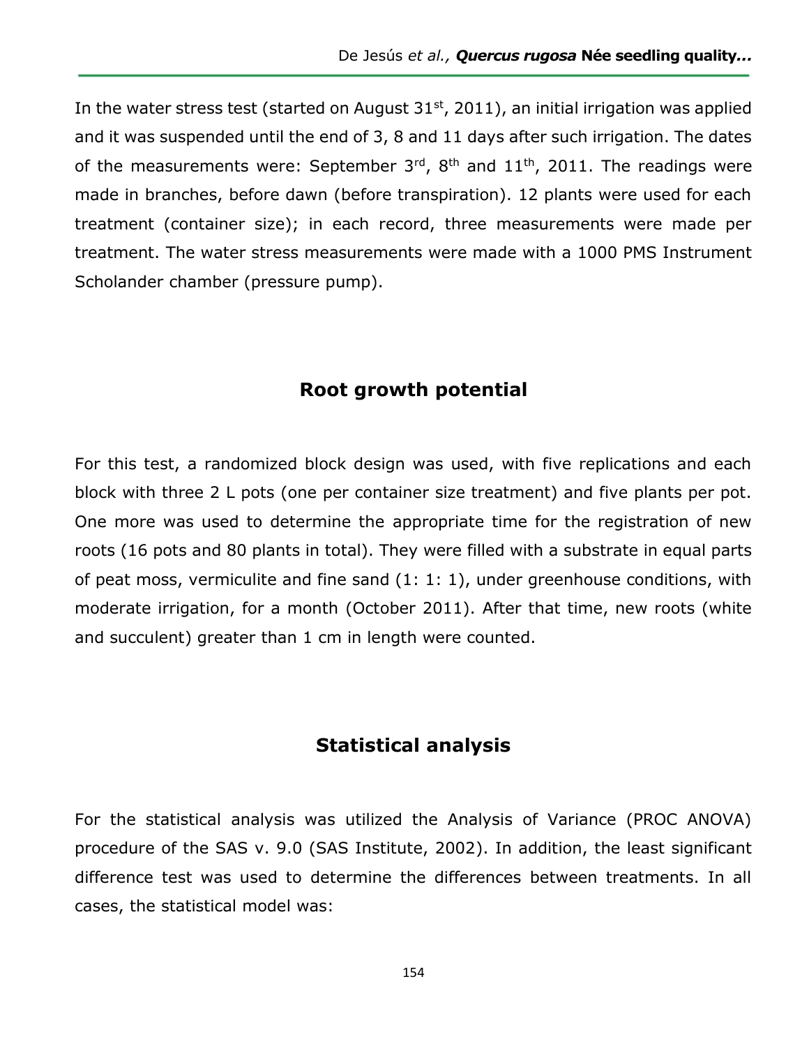In the water stress test (started on August 31st, 2011), an initial irrigation was applied and it was suspended until the end of 3, 8 and 11 days after such irrigation. The dates of the measurements were: September 3rd, 8th and 11th, 2011. The readings were made in branches, before dawn (before transpiration). 12 plants were used for each treatment (container size); in each record, three measurements were made per treatment. The water stress measurements were made with a 1000 PMS Instrument Scholander chamber (pressure pump).

## Root growth potential

For this test, a randomized block design was used, with five replications and each block with three 2 L pots (one per container size treatment) and five plants per pot. One more was used to determine the appropriate time for the registration of new roots (16 pots and 80 plants in total). They were filled with a substrate in equal parts of peat moss, vermiculite and fine sand (1: 1: 1), under greenhouse conditions, with moderate irrigation, for a month (October 2011). After that time, new roots (white and succulent) greater than 1 cm in length were counted.

## Statistical analysis

For the statistical analysis was utilized the Analysis of Variance (PROC ANOVA) procedure of the SAS v. 9.0 (SAS Institute, 2002). In addition, the least significant difference test was used to determine the differences between treatments. In all cases, the statistical model was: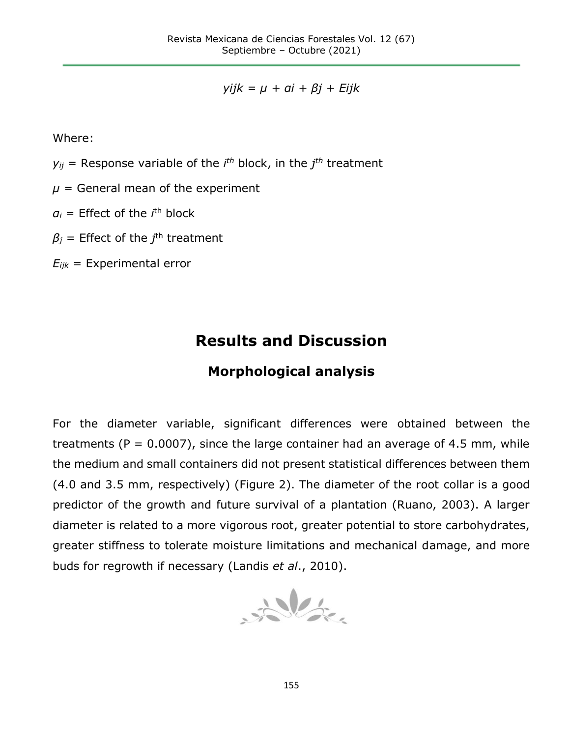$$yijk = \mu + ai + \beta j + Eijk$$

Where:

$y_{ij}$ = Response variable of the $i^{th}$ block, in the $j^{th}$ treatment

$\mu$ = General mean of the experiment

$a_i$ = Effect of the $i^{th}$ block

$\beta_j$ = Effect of the $j^{th}$ treatment

$E_{ijk}$ = Experimental error

# Results and Discussion

## Morphological analysis

For the diameter variable, significant differences were obtained between the treatments ($P = 0.0007$), since the large container had an average of 4.5 mm, while the medium and small containers did not present statistical differences between them (4.0 and 3.5 mm, respectively) (Figure 2). The diameter of the root collar is a good predictor of the growth and future survival of a plantation (Ruano, 2003). A larger diameter is related to a more vigorous root, greater potential to store carbohydrates, greater stiffness to tolerate moisture limitations and mechanical damage, and more buds for regrowth if necessary (Landis *et al*., 2010).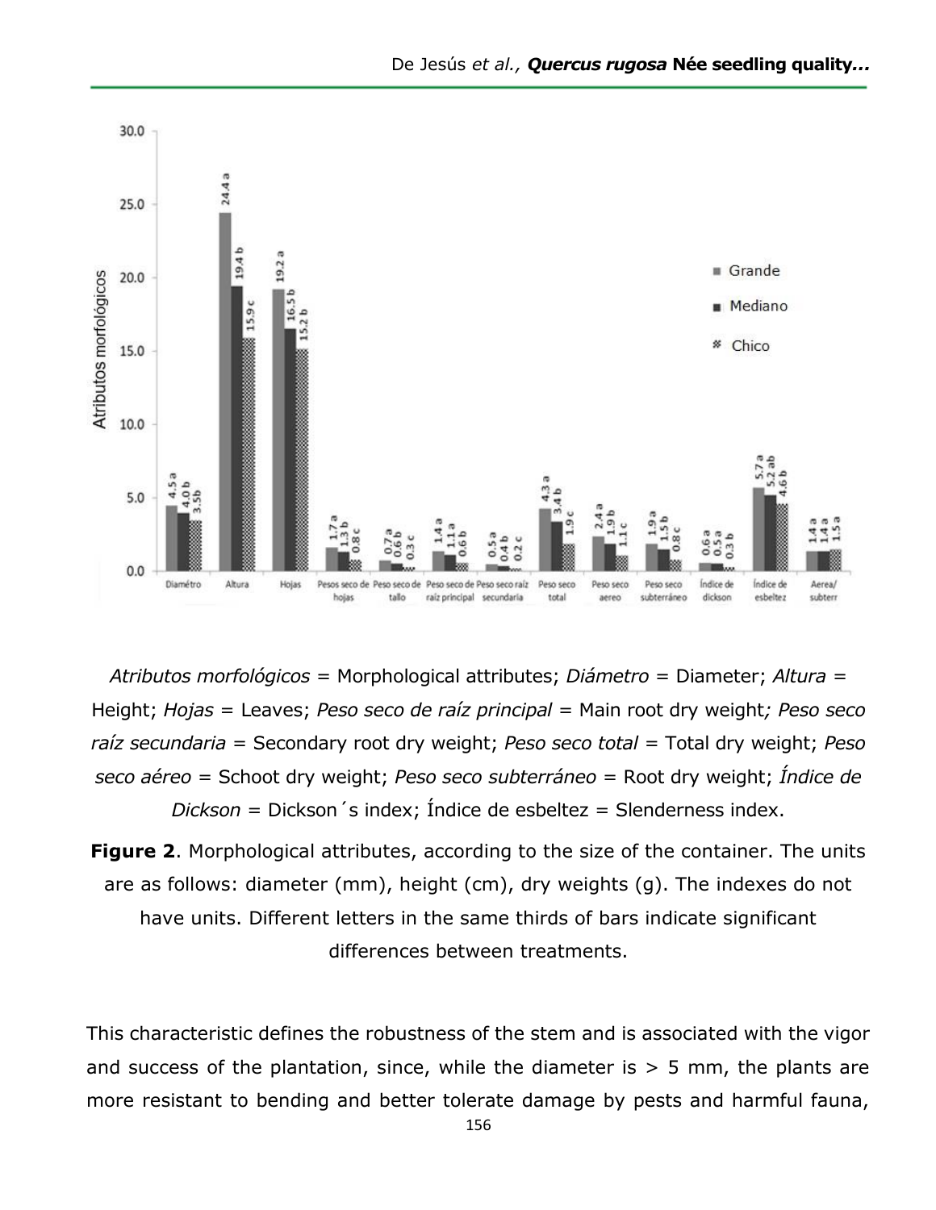*Atributos morfológicos* = Morphological attributes; *Diámetro* = Diameter; *Altura* = Height; *Hojas* = Leaves; *Peso seco de raíz principal* = Main root dry weight*; Peso seco raíz secundaria* = Secondary root dry weight; *Peso seco total* = Total dry weight; *Peso seco aéreo* = Schoot dry weight; *Peso seco subterráneo* = Root dry weight; *Índice de Dickson* = Dickson´s index; Índice de esbeltez = Slenderness index.

**Figure 2**. Morphological attributes, according to the size of the container. The units are as follows: diameter (mm), height (cm), dry weights (g). The indexes do not have units. Different letters in the same thirds of bars indicate significant differences between treatments.

This characteristic defines the robustness of the stem and is associated with the vigor and success of the plantation, since, while the diameter is > 5 mm, the plants are more resistant to bending and better tolerate damage by pests and harmful fauna,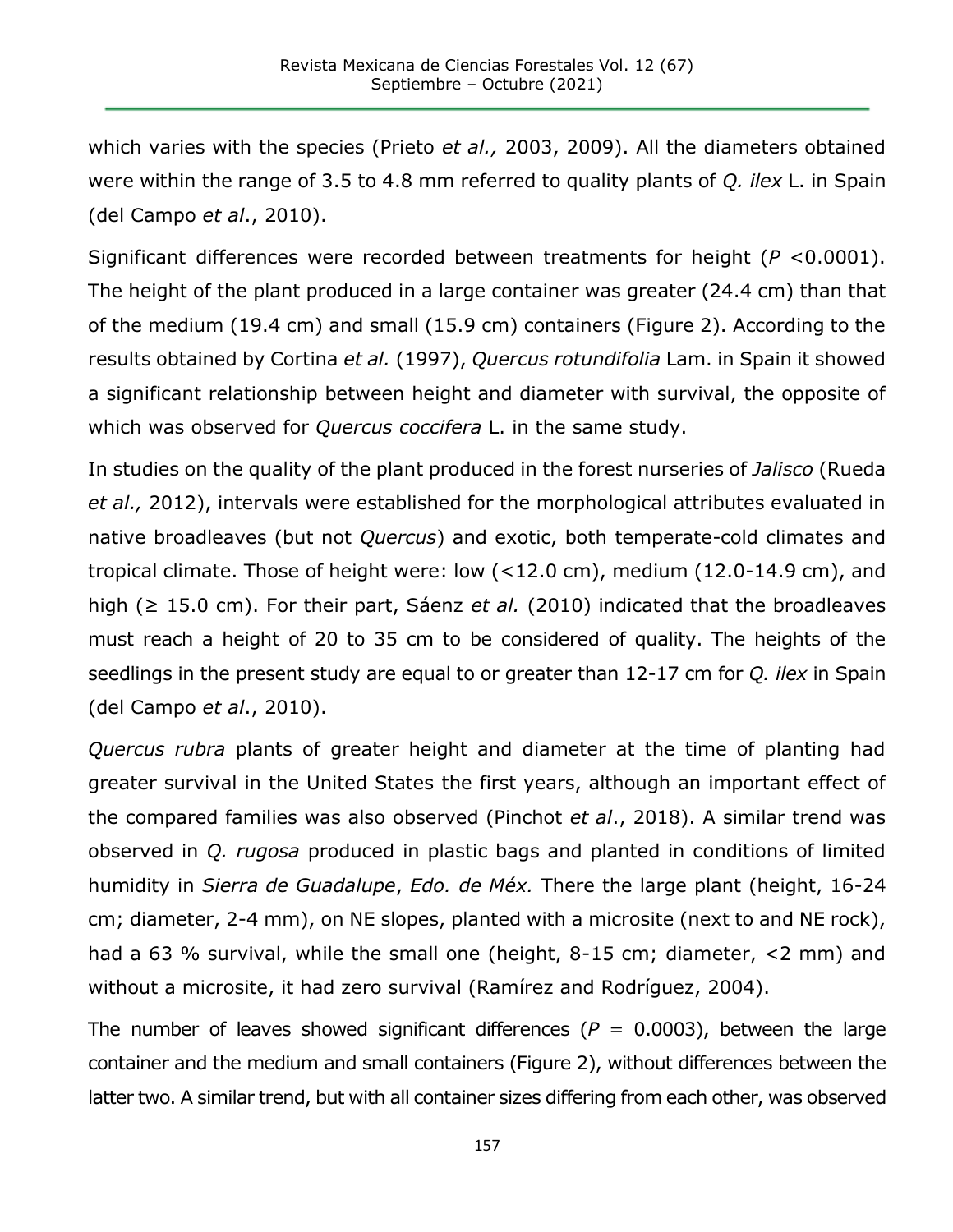which varies with the species (Prieto *et al.,* 2003, 2009). All the diameters obtained were within the range of 3.5 to 4.8 mm referred to quality plants of *Q. ilex* L. in Spain (del Campo *et al*., 2010).

Significant differences were recorded between treatments for height ($P$ <0.0001). The height of the plant produced in a large container was greater (24.4 cm) than that of the medium (19.4 cm) and small (15.9 cm) containers (Figure 2). According to the results obtained by Cortina *et al.* (1997), *Quercus rotundifolia* Lam. in Spain it showed a significant relationship between height and diameter with survival, the opposite of which was observed for *Quercus coccifera* L. in the same study.

In studies on the quality of the plant produced in the forest nurseries of *Jalisco* (Rueda *et al.,* 2012), intervals were established for the morphological attributes evaluated in native broadleaves (but not *Quercus*) and exotic, both temperate-cold climates and tropical climate. Those of height were: low (<12.0 cm), medium (12.0-14.9 cm), and high (≥ 15.0 cm). For their part, Sáenz *et al.* (2010) indicated that the broadleaves must reach a height of 20 to 35 cm to be considered of quality. The heights of the seedlings in the present study are equal to or greater than 12-17 cm for *Q. ilex* in Spain (del Campo *et al*., 2010).

*Quercus rubra* plants of greater height and diameter at the time of planting had greater survival in the United States the first years, although an important effect of the compared families was also observed (Pinchot *et al*., 2018). A similar trend was observed in *Q. rugosa* produced in plastic bags and planted in conditions of limited humidity in *Sierra de Guadalupe*, *Edo. de Méx.* There the large plant (height, 16-24 cm; diameter, 2-4 mm), on NE slopes, planted with a microsite (next to and NE rock), had a 63 % survival, while the small one (height, 8-15 cm; diameter, <2 mm) and without a microsite, it had zero survival (Ramírez and Rodríguez, 2004).

The number of leaves showed significant differences ($P$ = 0.0003), between the large container and the medium and small containers (Figure 2), without differences between the latter two. A similar trend, but with all container sizes differing from each other, was observed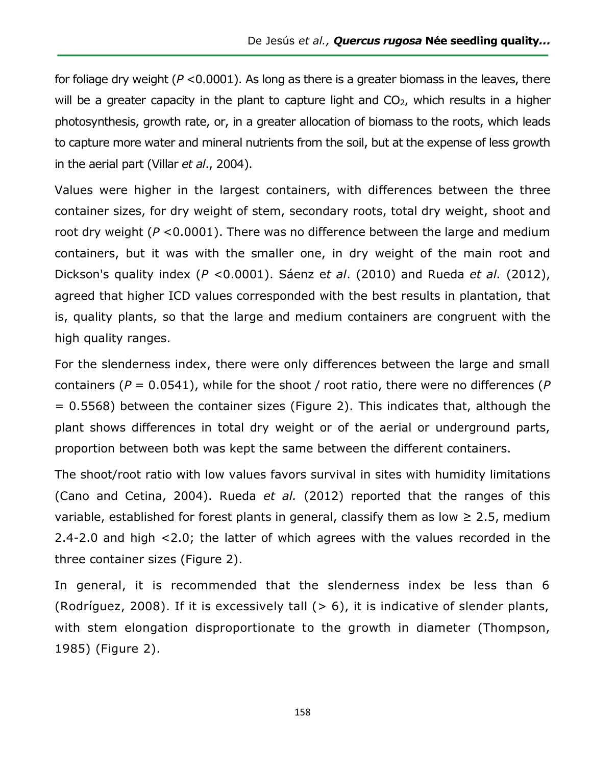for foliage dry weight (*P* <0.0001). As long as there is a greater biomass in the leaves, there will be a greater capacity in the plant to capture light and $CO_2$, which results in a higher photosynthesis, growth rate, or, in a greater allocation of biomass to the roots, which leads to capture more water and mineral nutrients from the soil, but at the expense of less growth in the aerial part (Villar *et al*., 2004).

Values were higher in the largest containers, with differences between the three container sizes, for dry weight of stem, secondary roots, total dry weight, shoot and root dry weight (*P* <0.0001). There was no difference between the large and medium containers, but it was with the smaller one, in dry weight of the main root and Dickson's quality index (*P* <0.0001). Sáenz e*t al*. (2010) and Rueda *et al.* (2012), agreed that higher ICD values corresponded with the best results in plantation, that is, quality plants, so that the large and medium containers are congruent with the high quality ranges.

For the slenderness index, there were only differences between the large and small containers (*P* = 0.0541), while for the shoot / root ratio, there were no differences (*P* = 0.5568) between the container sizes (Figure 2). This indicates that, although the plant shows differences in total dry weight or of the aerial or underground parts, proportion between both was kept the same between the different containers.

The shoot/root ratio with low values favors survival in sites with humidity limitations (Cano and Cetina, 2004). Rueda *et al.* (2012) reported that the ranges of this variable, established for forest plants in general, classify them as low ≥ 2.5, medium 2.4-2.0 and high <2.0; the latter of which agrees with the values recorded in the three container sizes (Figure 2).

In general, it is recommended that the slenderness index be less than 6 (Rodríguez, 2008). If it is excessively tall (> 6), it is indicative of slender plants, with stem elongation disproportionate to the growth in diameter (Thompson, 1985) (Figure 2).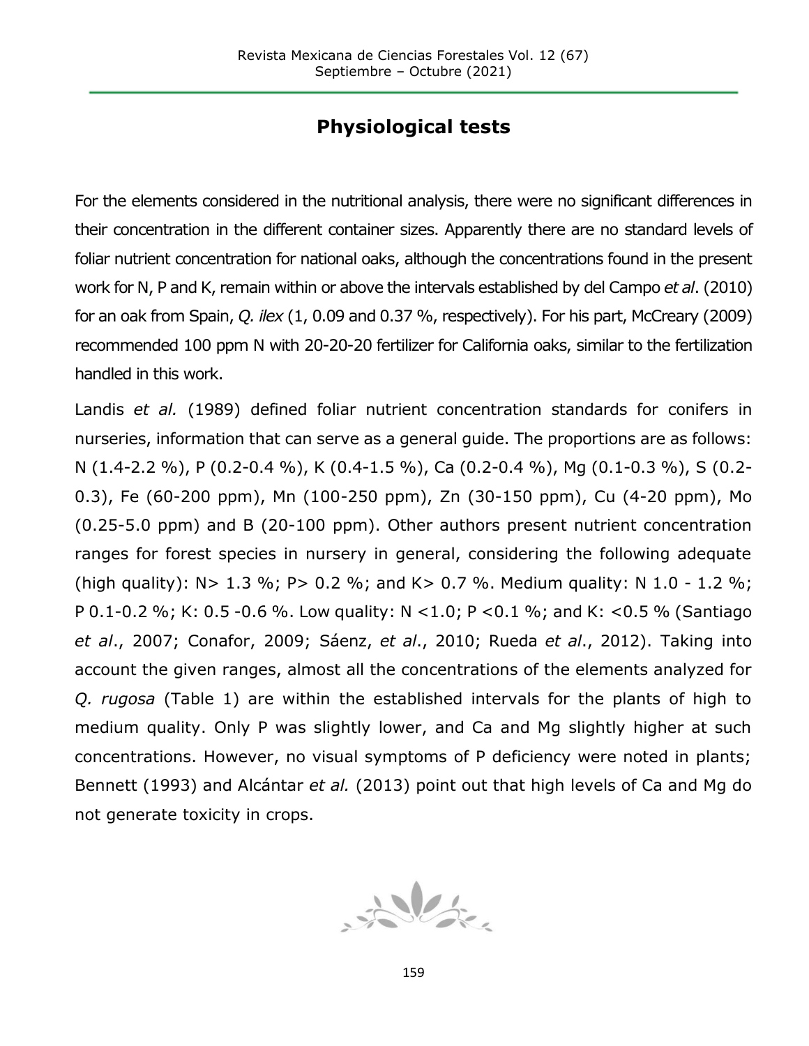## Physiological tests

For the elements considered in the nutritional analysis, there were no significant differences in their concentration in the different container sizes. Apparently there are no standard levels of foliar nutrient concentration for national oaks, although the concentrations found in the present work for N, P and K, remain within or above the intervals established by del Campo *et al*. (2010) for an oak from Spain, *Q. ilex* (1, 0.09 and 0.37 %, respectively). For his part, McCreary (2009) recommended 100 ppm N with 20-20-20 fertilizer for California oaks, similar to the fertilization handled in this work.

Landis *et al.* (1989) defined foliar nutrient concentration standards for conifers in nurseries, information that can serve as a general guide. The proportions are as follows: N (1.4-2.2 %), P (0.2-0.4 %), K (0.4-1.5 %), Ca (0.2-0.4 %), Mg (0.1-0.3 %), S (0.2-0.3), Fe (60-200 ppm), Mn (100-250 ppm), Zn (30-150 ppm), Cu (4-20 ppm), Mo (0.25-5.0 ppm) and B (20-100 ppm). Other authors present nutrient concentration ranges for forest species in nursery in general, considering the following adequate (high quality): N> 1.3 %; P> 0.2 %; and K> 0.7 %. Medium quality: N 1.0 - 1.2 %; P 0.1-0.2 %; K: 0.5 -0.6 %. Low quality: N <1.0; P <0.1 %; and K: <0.5 % (Santiago *et al*., 2007; Conafor, 2009; Sáenz, *et al*., 2010; Rueda *et al*., 2012). Taking into account the given ranges, almost all the concentrations of the elements analyzed for *Q. rugosa* (Table 1) are within the established intervals for the plants of high to medium quality. Only P was slightly lower, and Ca and Mg slightly higher at such concentrations. However, no visual symptoms of P deficiency were noted in plants; Bennett (1993) and Alcántar *et al.* (2013) point out that high levels of Ca and Mg do not generate toxicity in crops.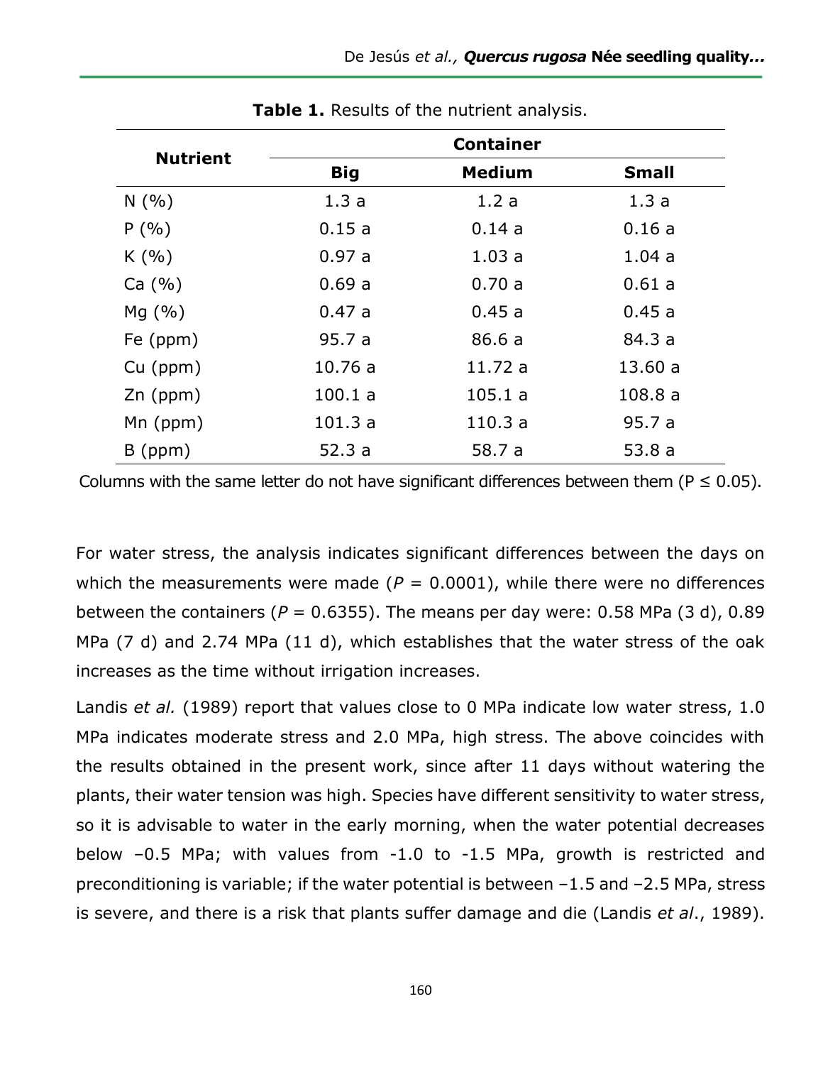**Table 1.** Results of the nutrient analysis.

| Nutrient | Container | | |
|---|---|---|---|
| | **Big** | **Medium** | **Small** |
| N (%) | 1.3 a | 1.2 a | 1.3 a |
| P (%) | 0.15 a | 0.14 a | 0.16 a |
| K (%) | 0.97 a | 1.03 a | 1.04 a |
| Ca (%) | 0.69 a | 0.70 a | 0.61 a |
| Mg (%) | 0.47 a | 0.45 a | 0.45 a |
| Fe (ppm) | 95.7 a | 86.6 a | 84.3 a |
| Cu (ppm) | 10.76 a | 11.72 a | 13.60 a |
| Zn (ppm) | 100.1 a | 105.1 a | 108.8 a |
| Mn (ppm) | 101.3 a | 110.3 a | 95.7 a |
| B (ppm) | 52.3 a | 58.7 a | 53.8 a |

Columns with the same letter do not have significant differences between them ($P \leq 0.05$).

For water stress, the analysis indicates significant differences between the days on which the measurements were made ($P = 0.0001$), while there were no differences between the containers ($P = 0.6355$). The means per day were: 0.58 MPa (3 d), 0.89 MPa (7 d) and 2.74 MPa (11 d), which establishes that the water stress of the oak increases as the time without irrigation increases.

Landis *et al.* (1989) report that values close to 0 MPa indicate low water stress, 1.0 MPa indicates moderate stress and 2.0 MPa, high stress. The above coincides with the results obtained in the present work, since after 11 days without watering the plants, their water tension was high. Species have different sensitivity to water stress, so it is advisable to water in the early morning, when the water potential decreases below –0.5 MPa; with values from -1.0 to -1.5 MPa, growth is restricted and preconditioning is variable; if the water potential is between –1.5 and –2.5 MPa, stress is severe, and there is a risk that plants suffer damage and die (Landis *et al*., 1989).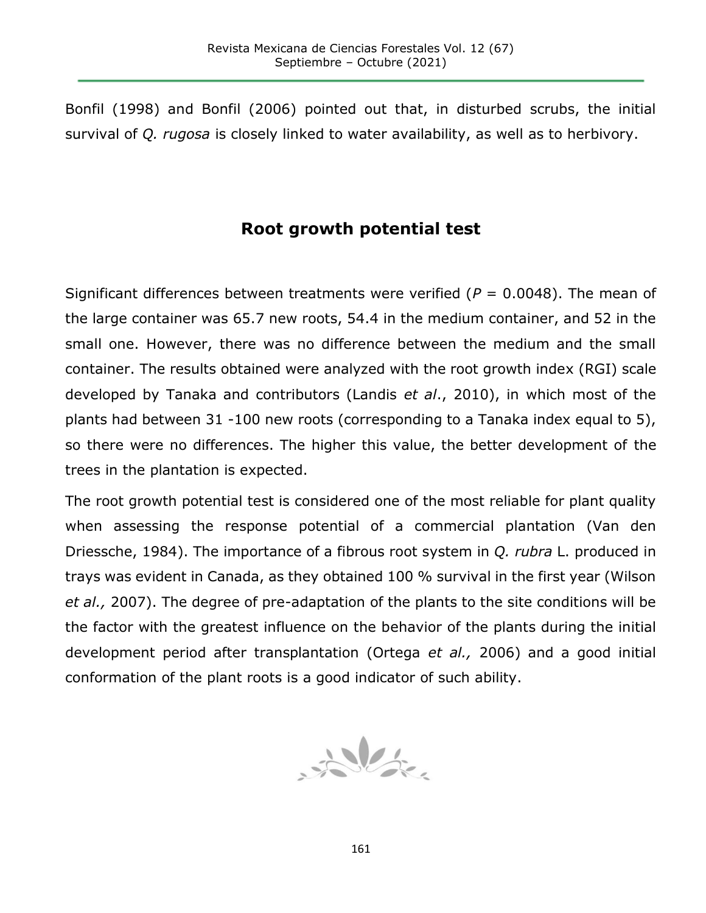Bonfil (1998) and Bonfil (2006) pointed out that, in disturbed scrubs, the initial survival of *Q. rugosa* is closely linked to water availability, as well as to herbivory.

## Root growth potential test

Significant differences between treatments were verified ($P = 0.0048$). The mean of the large container was 65.7 new roots, 54.4 in the medium container, and 52 in the small one. However, there was no difference between the medium and the small container. The results obtained were analyzed with the root growth index (RGI) scale developed by Tanaka and contributors (Landis *et al*., 2010), in which most of the plants had between 31 -100 new roots (corresponding to a Tanaka index equal to 5), so there were no differences. The higher this value, the better development of the trees in the plantation is expected.

The root growth potential test is considered one of the most reliable for plant quality when assessing the response potential of a commercial plantation (Van den Driessche, 1984). The importance of a fibrous root system in *Q. rubra* L. produced in trays was evident in Canada, as they obtained 100 % survival in the first year (Wilson *et al.,* 2007). The degree of pre-adaptation of the plants to the site conditions will be the factor with the greatest influence on the behavior of the plants during the initial development period after transplantation (Ortega *et al.,* 2006) and a good initial conformation of the plant roots is a good indicator of such ability.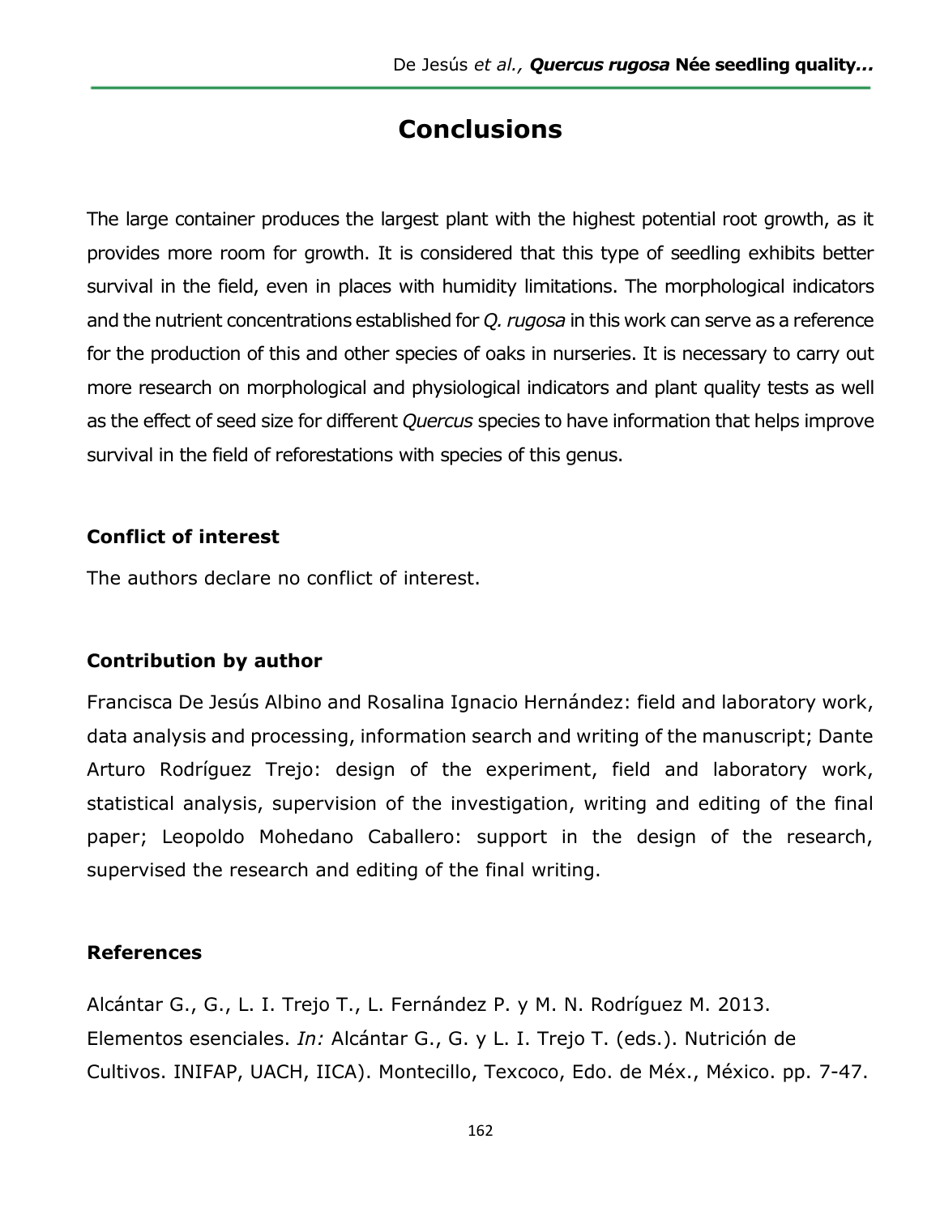# Conclusions

The large container produces the largest plant with the highest potential root growth, as it provides more room for growth. It is considered that this type of seedling exhibits better survival in the field, even in places with humidity limitations. The morphological indicators and the nutrient concentrations established for *Q. rugosa* in this work can serve as a reference for the production of this and other species of oaks in nurseries. It is necessary to carry out more research on morphological and physiological indicators and plant quality tests as well as the effect of seed size for different *Quercus* species to have information that helps improve survival in the field of reforestations with species of this genus.

### Conflict of interest

The authors declare no conflict of interest.

### Contribution by author

Francisca De Jesús Albino and Rosalina Ignacio Hernández: field and laboratory work, data analysis and processing, information search and writing of the manuscript; Dante Arturo Rodríguez Trejo: design of the experiment, field and laboratory work, statistical analysis, supervision of the investigation, writing and editing of the final paper; Leopoldo Mohedano Caballero: support in the design of the research, supervised the research and editing of the final writing.

### References

Alcántar G., G., L. I. Trejo T., L. Fernández P. y M. N. Rodríguez M. 2013. Elementos esenciales. *In:* Alcántar G., G. y L. I. Trejo T. (eds.). Nutrición de Cultivos. INIFAP, UACH, IICA). Montecillo, Texcoco, Edo. de Méx., México. pp. 7-47.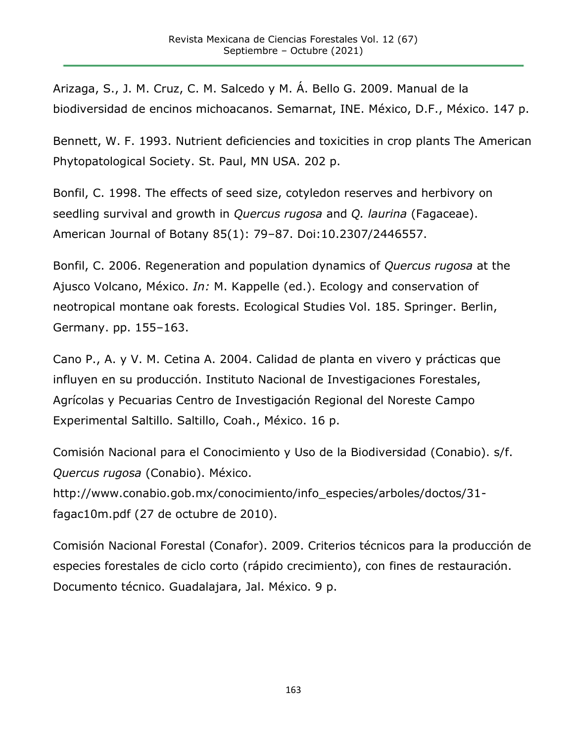Arizaga, S., J. M. Cruz, C. M. Salcedo y M. Á. Bello G. 2009. Manual de la biodiversidad de encinos michoacanos. Semarnat, INE. México, D.F., México. 147 p.

Bennett, W. F. 1993. Nutrient deficiencies and toxicities in crop plants The American Phytopatological Society. St. Paul, MN USA. 202 p.

Bonfil, C. 1998. The effects of seed size, cotyledon reserves and herbivory on seedling survival and growth in *Quercus rugosa* and *Q. laurina* (Fagaceae). American Journal of Botany 85(1): 79–87. Doi:10.2307/2446557.

Bonfil, C. 2006. Regeneration and population dynamics of *Quercus rugosa* at the Ajusco Volcano, México. *In:* M. Kappelle (ed.). Ecology and conservation of neotropical montane oak forests. Ecological Studies Vol. 185. Springer. Berlin, Germany. pp. 155–163.

Cano P., A. y V. M. Cetina A. 2004. Calidad de planta en vivero y prácticas que influyen en su producción. Instituto Nacional de Investigaciones Forestales, Agrícolas y Pecuarias Centro de Investigación Regional del Noreste Campo Experimental Saltillo. Saltillo, Coah., México. 16 p.

Comisión Nacional para el Conocimiento y Uso de la Biodiversidad (Conabio). s/f. *Quercus rugosa* (Conabio). México. http://www.conabio.gob.mx/conocimiento/info_especies/arboles/doctos/31-fagac10m.pdf (27 de octubre de 2010).

Comisión Nacional Forestal (Conafor). 2009. Criterios técnicos para la producción de especies forestales de ciclo corto (rápido crecimiento), con fines de restauración. Documento técnico. Guadalajara, Jal. México. 9 p.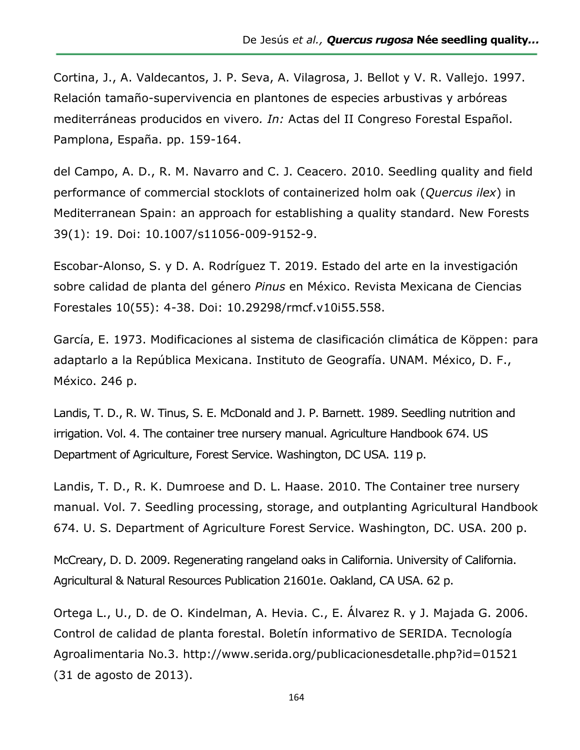Cortina, J., A. Valdecantos, J. P. Seva, A. Vilagrosa, J. Bellot y V. R. Vallejo. 1997. Relación tamaño-supervivencia en plantones de especies arbustivas y arbóreas mediterráneas producidos en vivero*. In:* Actas del II Congreso Forestal Español. Pamplona, España. pp. 159-164.

del Campo, A. D., R. M. Navarro and C. J. Ceacero. 2010. Seedling quality and field performance of commercial stocklots of containerized holm oak (*Quercus ilex*) in Mediterranean Spain: an approach for establishing a quality standard. New Forests 39(1): 19. Doi: 10.1007/s11056-009-9152-9.

Escobar-Alonso, S. y D. A. Rodríguez T. 2019. Estado del arte en la investigación sobre calidad de planta del género *Pinus* en México. Revista Mexicana de Ciencias Forestales 10(55): 4-38. Doi: 10.29298/rmcf.v10i55.558.

García, E. 1973. Modificaciones al sistema de clasificación climática de Köppen: para adaptarlo a la República Mexicana. Instituto de Geografía. UNAM. México, D. F., México. 246 p.

Landis, T. D., R. W. Tinus, S. E. McDonald and J. P. Barnett. 1989. Seedling nutrition and irrigation. Vol. 4. The container tree nursery manual. Agriculture Handbook 674. US Department of Agriculture, Forest Service. Washington, DC USA. 119 p.

Landis, T. D., R. K. Dumroese and D. L. Haase. 2010. The Container tree nursery manual. Vol. 7. Seedling processing, storage, and outplanting Agricultural Handbook 674. U. S. Department of Agriculture Forest Service. Washington, DC. USA. 200 p.

McCreary, D. D. 2009. Regenerating rangeland oaks in California. University of California. Agricultural & Natural Resources Publication 21601e. Oakland, CA USA. 62 p.

Ortega L., U., D. de O. Kindelman, A. Hevia. C., E. Álvarez R. y J. Majada G. 2006. Control de calidad de planta forestal. Boletín informativo de SERIDA. Tecnología Agroalimentaria No.3. http://www.serida.org/publicacionesdetalle.php?id=01521 (31 de agosto de 2013).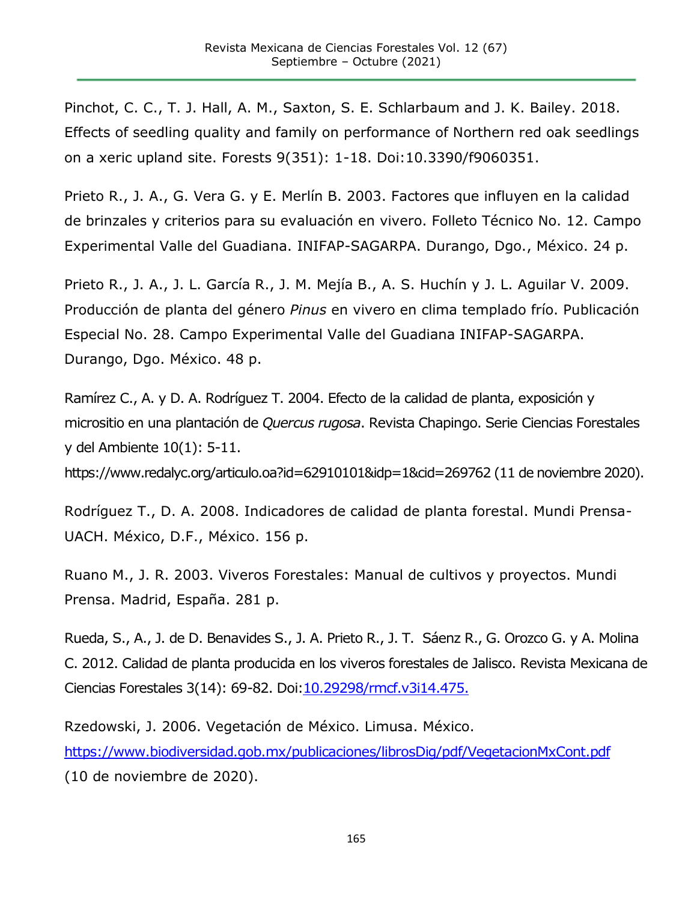Pinchot, C. C., T. J. Hall, A. M., Saxton, S. E. Schlarbaum and J. K. Bailey. 2018. Effects of seedling quality and family on performance of Northern red oak seedlings on a xeric upland site. Forests 9(351): 1-18. Doi:10.3390/f9060351.

Prieto R., J. A., G. Vera G. y E. Merlín B. 2003. Factores que influyen en la calidad de brinzales y criterios para su evaluación en vivero. Folleto Técnico No. 12. Campo Experimental Valle del Guadiana. INIFAP-SAGARPA. Durango, Dgo., México. 24 p.

Prieto R., J. A., J. L. García R., J. M. Mejía B., A. S. Huchín y J. L. Aguilar V. 2009. Producción de planta del género *Pinus* en vivero en clima templado frío. Publicación Especial No. 28. Campo Experimental Valle del Guadiana INIFAP-SAGARPA. Durango, Dgo. México. 48 p.

Ramírez C., A. y D. A. Rodríguez T. 2004. Efecto de la calidad de planta, exposición y micrositio en una plantación de *Quercus rugosa*. Revista Chapingo. Serie Ciencias Forestales y del Ambiente 10(1): 5-11. https://www.redalyc.org/articulo.oa?id=62910101&idp=1&cid=269762 (11 de noviembre 2020).

Rodríguez T., D. A. 2008. Indicadores de calidad de planta forestal. Mundi Prensa-UACH. México, D.F., México. 156 p.

Ruano M., J. R. 2003. Viveros Forestales: Manual de cultivos y proyectos. Mundi Prensa. Madrid, España. 281 p.

Rueda, S., A., J. de D. Benavides S., J. A. Prieto R., J. T. Sáenz R., G. Orozco G. y A. Molina C. 2012. Calidad de planta producida en los viveros forestales de Jalisco. Revista Mexicana de Ciencias Forestales 3(14): 69-82. Doi:10.29298/rmcf.v3i14.475.

Rzedowski, J. 2006. Vegetación de México. Limusa. México. https://www.biodiversidad.gob.mx/publicaciones/librosDig/pdf/VegetacionMxCont.pdf (10 de noviembre de 2020).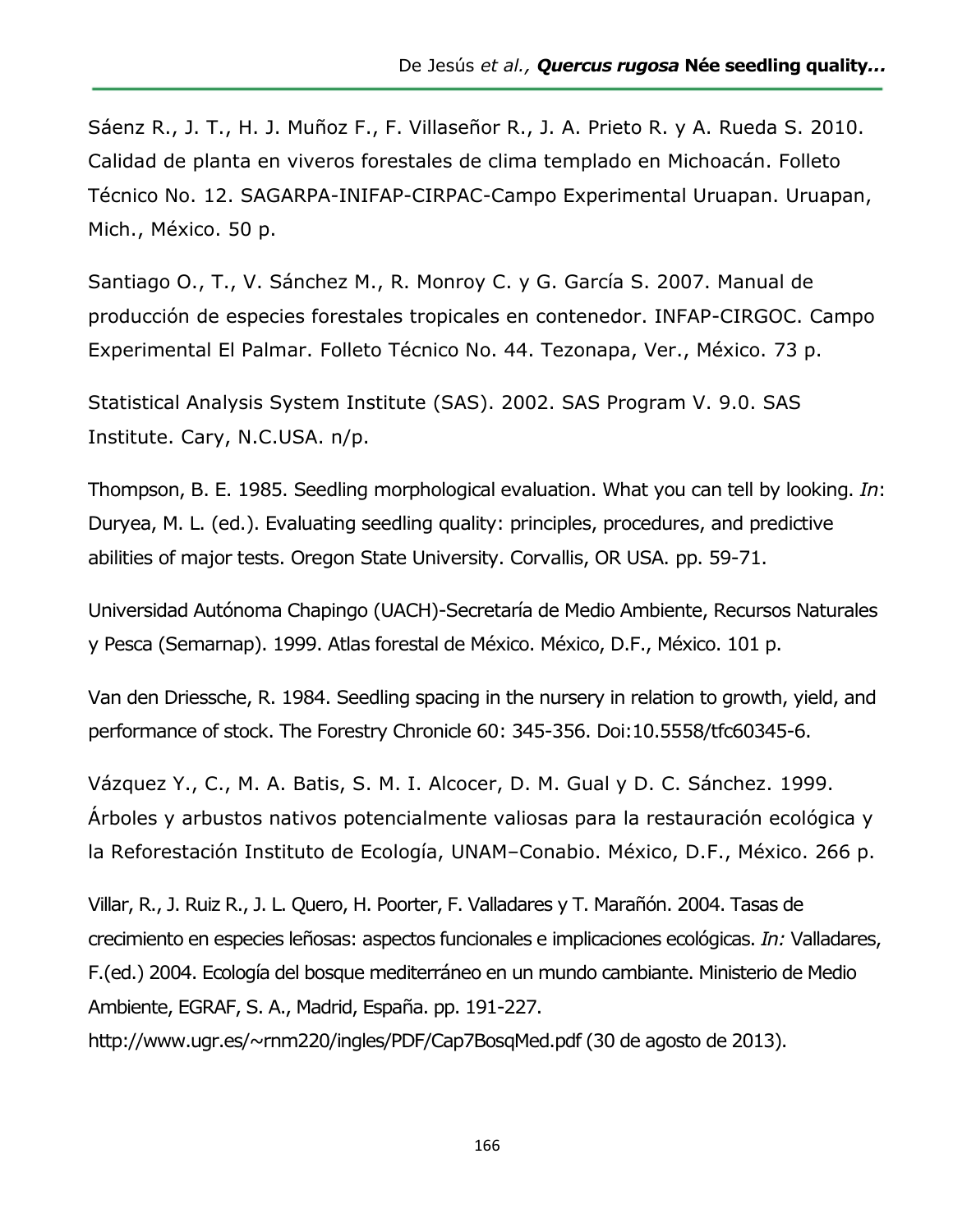Sáenz R., J. T., H. J. Muñoz F., F. Villaseñor R., J. A. Prieto R. y A. Rueda S. 2010. Calidad de planta en viveros forestales de clima templado en Michoacán. Folleto Técnico No. 12. SAGARPA-INIFAP-CIRPAC-Campo Experimental Uruapan. Uruapan, Mich., México. 50 p.

Santiago O., T., V. Sánchez M., R. Monroy C. y G. García S. 2007. Manual de producción de especies forestales tropicales en contenedor. INFAP-CIRGOC. Campo Experimental El Palmar. Folleto Técnico No. 44. Tezonapa, Ver., México. 73 p.

Statistical Analysis System Institute (SAS). 2002. SAS Program V. 9.0. SAS Institute. Cary, N.C.USA. n/p.

Thompson, B. E. 1985. Seedling morphological evaluation. What you can tell by looking. *In*: Duryea, M. L. (ed.). Evaluating seedling quality: principles, procedures, and predictive abilities of major tests. Oregon State University. Corvallis, OR USA. pp. 59-71.

Universidad Autónoma Chapingo (UACH)-Secretaría de Medio Ambiente, Recursos Naturales y Pesca (Semarnap). 1999. Atlas forestal de México. México, D.F., México. 101 p.

Van den Driessche, R. 1984. Seedling spacing in the nursery in relation to growth, yield, and performance of stock. The Forestry Chronicle 60: 345-356. Doi:10.5558/tfc60345-6.

Vázquez Y., C., M. A. Batis, S. M. I. Alcocer, D. M. Gual y D. C. Sánchez. 1999. Árboles y arbustos nativos potencialmente valiosas para la restauración ecológica y la Reforestación Instituto de Ecología, UNAM–Conabio. México, D.F., México. 266 p.

Villar, R., J. Ruiz R., J. L. Quero, H. Poorter, F. Valladares y T. Marañón. 2004. Tasas de crecimiento en especies leñosas: aspectos funcionales e implicaciones ecológicas. *In:* Valladares, F.(ed.) 2004. Ecología del bosque mediterráneo en un mundo cambiante. Ministerio de Medio Ambiente, EGRAF, S. A., Madrid, España. pp. 191-227. http://www.ugr.es/~rnm220/ingles/PDF/Cap7BosqMed.pdf (30 de agosto de 2013).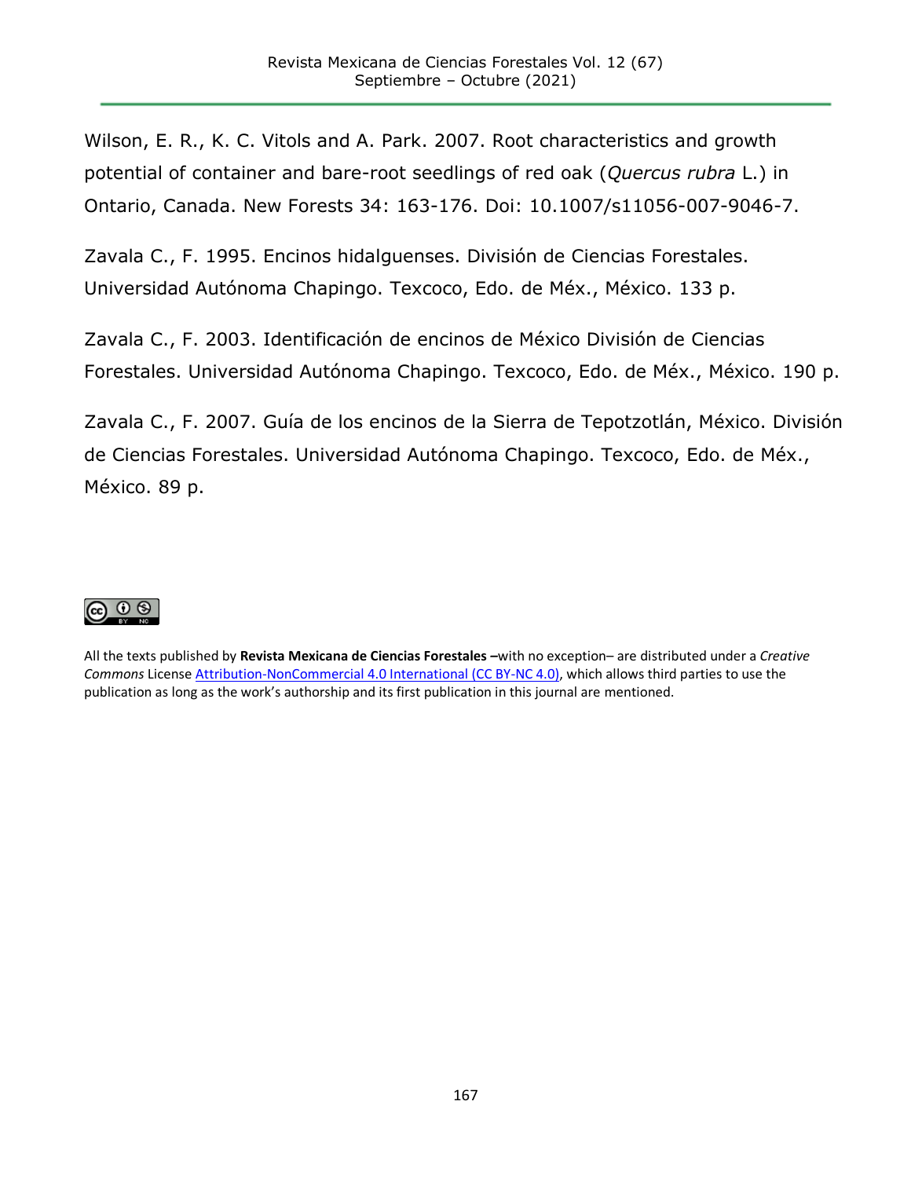Wilson, E. R., K. C. Vitols and A. Park. 2007. Root characteristics and growth potential of container and bare-root seedlings of red oak (*Quercus rubra* L.) in Ontario, Canada. New Forests 34: 163-176. Doi: 10.1007/s11056-007-9046-7.

Zavala C., F. 1995. Encinos hidalguenses. División de Ciencias Forestales. Universidad Autónoma Chapingo. Texcoco, Edo. de Méx., México. 133 p.

Zavala C., F. 2003. Identificación de encinos de México División de Ciencias Forestales. Universidad Autónoma Chapingo. Texcoco, Edo. de Méx., México. 190 p.

Zavala C., F. 2007. Guía de los encinos de la Sierra de Tepotzotlán, México. División de Ciencias Forestales. Universidad Autónoma Chapingo. Texcoco, Edo. de Méx., México. 89 p.

All the texts published by **Revista Mexicana de Ciencias Forestales –**with no exception– are distributed under a *Creative Commons* License Attribution-NonCommercial 4.0 International (CC BY-NC 4.0), which allows third parties to use the publication as long as the work's authorship and its first publication in this journal are mentioned.